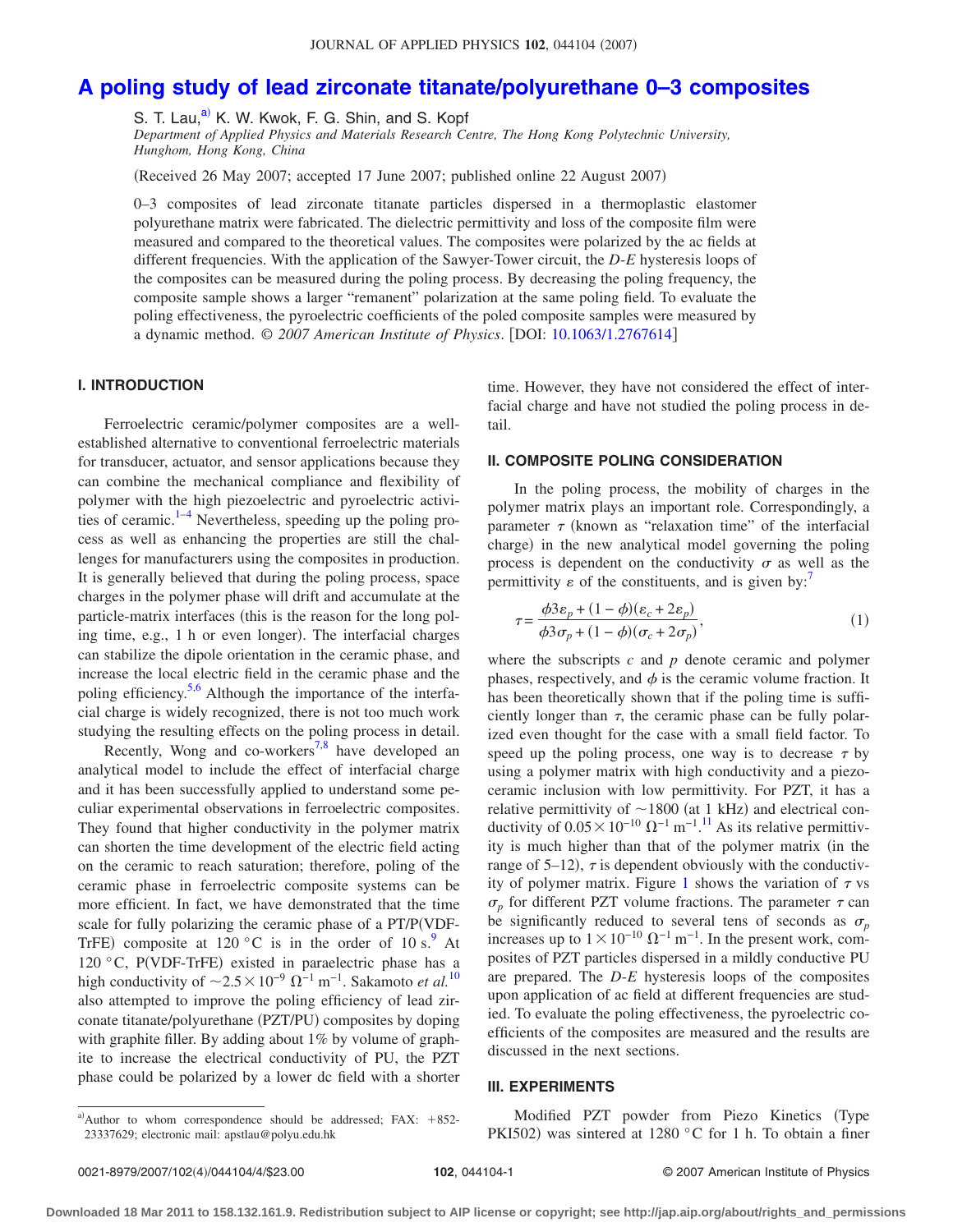# A poling study of lead zirconate titanate/polyurethane 0–3 composites

S. T. Lau,[a)] K. W. Kwok, F. G. Shin, and S. Kopf

*Department of Applied Physics and Materials Research Centre, The Hong Kong Polytechnic University, Hunghom, Hong Kong, China*

(Received 26 May 2007; accepted 17 June 2007; published online 22 August 2007)

0–3 composites of lead zirconate titanate particles dispersed in a thermoplastic elastomer polyurethane matrix were fabricated. The dielectric permittivity and loss of the composite film were measured and compared to the theoretical values. The composites were polarized by the ac fields at different frequencies. With the application of the Sawyer-Tower circuit, the *D-E* hysteresis loops of the composites can be measured during the poling process. By decreasing the poling frequency, the composite sample shows a larger "remanent" polarization at the same poling field. To evaluate the poling effectiveness, the pyroelectric coefficients of the poled composite samples were measured by a dynamic method. © *2007 American Institute of Physics*. [DOI: 10.1063/1.2767614]

## I. INTRODUCTION

Ferroelectric ceramic/polymer composites are a well-established alternative to conventional ferroelectric materials for transducer, actuator, and sensor applications because they can combine the mechanical compliance and flexibility of polymer with the high piezoelectric and pyroelectric activities of ceramic.[1–4] Nevertheless, speeding up the poling process as well as enhancing the properties are still the challenges for manufacturers using the composites in production. It is generally believed that during the poling process, space charges in the polymer phase will drift and accumulate at the particle-matrix interfaces (this is the reason for the long poling time, e.g., 1 h or even longer). The interfacial charges can stabilize the dipole orientation in the ceramic phase, and increase the local electric field in the ceramic phase and the poling efficiency.[5,6] Although the importance of the interfacial charge is widely recognized, there is not too much work studying the resulting effects on the poling process in detail.

Recently, Wong and co-workers[7,8] have developed an analytical model to include the effect of interfacial charge and it has been successfully applied to understand some peculiar experimental observations in ferroelectric composites. They found that higher conductivity in the polymer matrix can shorten the time development of the electric field acting on the ceramic to reach saturation; therefore, poling of the ceramic phase in ferroelectric composite systems can be more efficient. In fact, we have demonstrated that the time scale for fully polarizing the ceramic phase of a PT/P(VDF-TrFE) composite at 120 °C is in the order of 10 s.[9] At 120 °C, P(VDF-TrFE) existed in paraelectric phase has a high conductivity of $\sim 2.5\times10^{-9}\ \Omega^{-1}\ \mathrm{m}^{-1}$. Sakamoto *et al.*[10] also attempted to improve the poling efficiency of lead zirconate titanate/polyurethane (PZT/PU) composites by doping with graphite filler. By adding about 1% by volume of graphite to increase the electrical conductivity of PU, the PZT phase could be polarized by a lower dc field with a shorter time. However, they have not considered the effect of interfacial charge and have not studied the poling process in detail.

## II. COMPOSITE POLING CONSIDERATION

In the poling process, the mobility of charges in the polymer matrix plays an important role. Correspondingly, a parameter $\tau$ (known as "relaxation time" of the interfacial charge) in the new analytical model governing the poling process is dependent on the conductivity $\sigma$ as well as the permittivity $\varepsilon$ of the constituents, and is given by:[7]

$$\tau = \frac{\phi 3\varepsilon_p + (1-\phi)(\varepsilon_c + 2\varepsilon_p)}{\phi 3\sigma_p + (1-\phi)(\sigma_c + 2\sigma_p)}, \tag{1}$$

where the subscripts $c$ and $p$ denote ceramic and polymer phases, respectively, and $\phi$ is the ceramic volume fraction. It has been theoretically shown that if the poling time is sufficiently longer than $\tau$, the ceramic phase can be fully polarized even thought for the case with a small field factor. To speed up the poling process, one way is to decrease $\tau$ by using a polymer matrix with high conductivity and a piezoceramic inclusion with low permittivity. For PZT, it has a relative permittivity of $\sim$1800 (at 1 kHz) and electrical conductivity of $0.05\times10^{-10}\ \Omega^{-1}\ \mathrm{m}^{-1}$.[11] As its relative permittivity is much higher than that of the polymer matrix (in the range of 5–12), $\tau$ is dependent obviously with the conductivity of polymer matrix. Figure 1 shows the variation of $\tau$ vs $\sigma_p$ for different PZT volume fractions. The parameter $\tau$ can be significantly reduced to several tens of seconds as $\sigma_p$ increases up to $1\times10^{-10}\ \Omega^{-1}\ \mathrm{m}^{-1}$. In the present work, composites of PZT particles dispersed in a mildly conductive PU are prepared. The *D-E* hysteresis loops of the composites upon application of ac field at different frequencies are studied. To evaluate the poling effectiveness, the pyroelectric coefficients of the composites are measured and the results are discussed in the next sections.

## III. EXPERIMENTS

Modified PZT powder from Piezo Kinetics (Type PKI502) was sintered at 1280 °C for 1 h. To obtain a finer

[a)] Author to whom correspondence should be addressed; FAX: +852-23337629; electronic mail: apstlau@polyu.edu.hk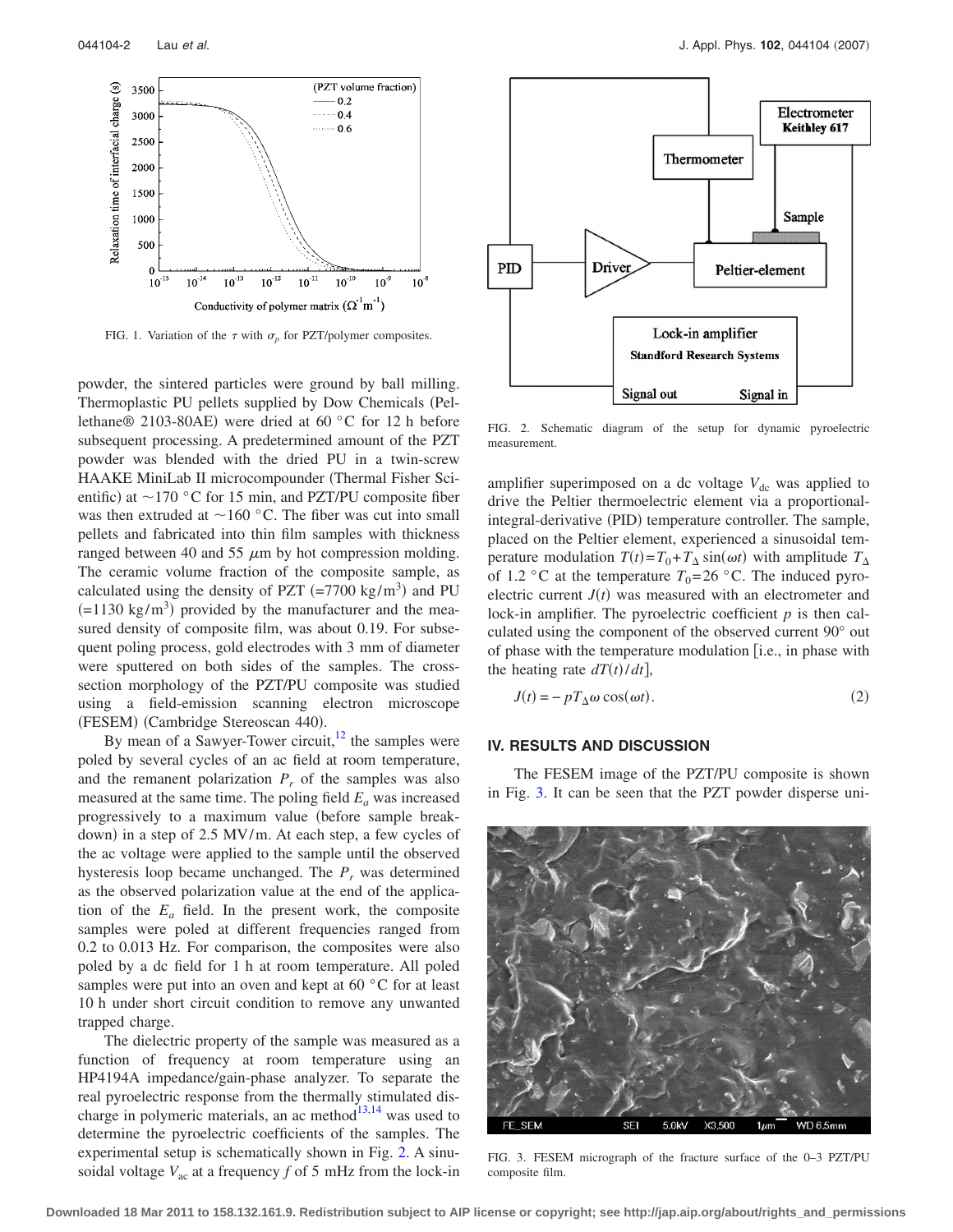(PZT volume fraction)
0.2
0.4
0.6

Relaxation time of interfacial charge (s)

Conductivity of polymer matrix ($\Omega^{-1}m^{-1}$)

FIG. 1. Variation of the $\tau$ with $\sigma_p$ for PZT/polymer composites.

powder, the sintered particles were ground by ball milling. Thermoplastic PU pellets supplied by Dow Chemicals (Pellethane® 2103-80AE) were dried at 60 °C for 12 h before subsequent processing. A predetermined amount of the PZT powder was blended with the dried PU in a twin-screw HAAKE MiniLab II microcompounder (Thermal Fisher Scientific) at ~170 °C for 15 min, and PZT/PU composite fiber was then extruded at ~160 °C. The fiber was cut into small pellets and fabricated into thin film samples with thickness ranged between 40 and 55 $\mu$m by hot compression molding. The ceramic volume fraction of the composite sample, as calculated using the density of PZT (=7700 kg/m$^3$) and PU (=1130 kg/m$^3$) provided by the manufacturer and the measured density of composite film, was about 0.19. For subsequent poling process, gold electrodes with 3 mm of diameter were sputtered on both sides of the samples. The cross-section morphology of the PZT/PU composite was studied using a field-emission scanning electron microscope (FESEM) (Cambridge Stereoscan 440).

By mean of a Sawyer-Tower circuit,[12] the samples were poled by several cycles of an ac field at room temperature, and the remanent polarization $P_r$ of the samples was also measured at the same time. The poling field $E_a$ was increased progressively to a maximum value (before sample breakdown) in a step of 2.5 MV/m. At each step, a few cycles of the ac voltage were applied to the sample until the observed hysteresis loop became unchanged. The $P_r$ was determined as the observed polarization value at the end of the application of the $E_a$ field. In the present work, the composite samples were poled at different frequencies ranged from 0.2 to 0.013 Hz. For comparison, the composites were also poled by a dc field for 1 h at room temperature. All poled samples were put into an oven and kept at 60 °C for at least 10 h under short circuit condition to remove any unwanted trapped charge.

The dielectric property of the sample was measured as a function of frequency at room temperature using an HP4194A impedance/gain-phase analyzer. To separate the real pyroelectric response from the thermally stimulated discharge in polymeric materials, an ac method[13,14] was used to determine the pyroelectric coefficients of the samples. The experimental setup is schematically shown in Fig. 2. A sinusoidal voltage $V_{ac}$ at a frequency $f$ of 5 mHz from the lock-in amplifier superimposed on a dc voltage $V_{dc}$ was applied to drive the Peltier thermoelectric element via a proportional-integral-derivative (PID) temperature controller. The sample, placed on the Peltier element, experienced a sinusoidal temperature modulation $T(t)=T_0+T_\Delta \sin(\omega t)$ with amplitude $T_\Delta$ of 1.2 °C at the temperature $T_0$=26 °C. The induced pyroelectric current $J(t)$ was measured with an electrometer and lock-in amplifier. The pyroelectric coefficient $p$ is then calculated using the component of the observed current 90° out of phase with the temperature modulation [i.e., in phase with the heating rate $dT(t)/dt$],

Electrometer
Keithley 617
Thermometer
Sample
PID
Driver
Peltier-element
Lock-in amplifier
Standford Research Systems
Signal out
Signal in

FIG. 2. Schematic diagram of the setup for dynamic pyroelectric measurement.

$$J(t) = -pT_\Delta \omega \cos(\omega t). \quad (2)$$

## IV. RESULTS AND DISCUSSION

The FESEM image of the PZT/PU composite is shown in Fig. 3. It can be seen that the PZT powder disperse uni-

FE_SEM SEI 5.0kV X3,500 1$\mu$m WD 6.5mm

FIG. 3. FESEM micrograph of the fracture surface of the 0–3 PZT/PU composite film.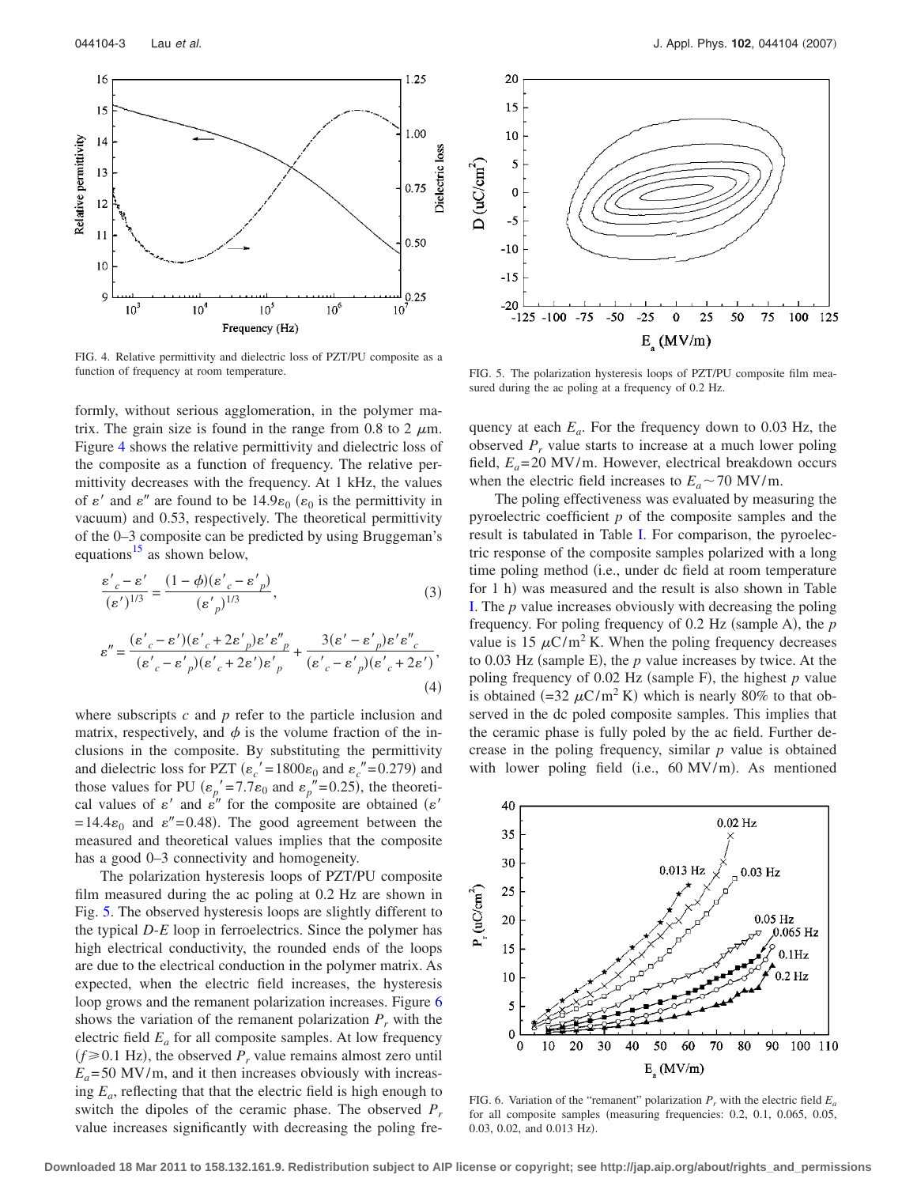16
15
14
13
12
11
10
9
Relative permittivity
1.25
1.00
0.75
0.50
0.25
Dielectric loss
$10^3$ $10^4$ $10^5$ $10^6$ $10^7$
Frequency (Hz)

FIG. 4. Relative permittivity and dielectric loss of PZT/PU composite as a function of frequency at room temperature.

20
15
10
5
0
-5
-10
-15
-20
D (uC/cm$^2$)
-125 -100 -75 -50 -25 0 25 50 75 100 125
$E_a$ (MV/m)

FIG. 5. The polarization hysteresis loops of PZT/PU composite film measured during the ac poling at a frequency of 0.2 Hz.

formly, without serious agglomeration, in the polymer matrix. The grain size is found in the range from 0.8 to 2 $\mu$m. Figure 4 shows the relative permittivity and dielectric loss of the composite as a function of frequency. The relative permittivity decreases with the frequency. At 1 kHz, the values of $\varepsilon'$ and $\varepsilon''$ are found to be $14.9\varepsilon_0$ ($\varepsilon_0$ is the permittivity in vacuum) and 0.53, respectively. The theoretical permittivity of the 0–3 composite can be predicted by using Bruggeman's equations[15] as shown below,

$$\frac{\varepsilon'_c - \varepsilon'}{(\varepsilon')^{1/3}} = \frac{(1-\phi)(\varepsilon'_c - \varepsilon'_p)}{(\varepsilon'_p)^{1/3}}, \tag{3}$$

$$\varepsilon'' = \frac{(\varepsilon'_c - \varepsilon')(\varepsilon'_c + 2\varepsilon'_p)\varepsilon'\varepsilon''_p}{(\varepsilon'_c - \varepsilon'_p)(\varepsilon'_c + 2\varepsilon')\varepsilon'_p} + \frac{3(\varepsilon' - \varepsilon'_p)\varepsilon'\varepsilon''_c}{(\varepsilon'_c - \varepsilon'_p)(\varepsilon'_c + 2\varepsilon')}, \tag{4}$$

where subscripts $c$ and $p$ refer to the particle inclusion and matrix, respectively, and $\phi$ is the volume fraction of the inclusions in the composite. By substituting the permittivity and dielectric loss for PZT ($\varepsilon_c' = 1800\varepsilon_0$ and $\varepsilon_c'' = 0.279$) and those values for PU ($\varepsilon_p' = 7.7\varepsilon_0$ and $\varepsilon_p'' = 0.25$), the theoretical values of $\varepsilon'$ and $\varepsilon''$ for the composite are obtained ($\varepsilon' = 14.4\varepsilon_0$ and $\varepsilon'' = 0.48$). The good agreement between the measured and theoretical values implies that the composite has a good 0–3 connectivity and homogeneity.

The polarization hysteresis loops of PZT/PU composite film measured during the ac poling at 0.2 Hz are shown in Fig. 5. The observed hysteresis loops are slightly different to the typical $D$-$E$ loop in ferroelectrics. Since the polymer has high electrical conductivity, the rounded ends of the loops are due to the electrical conduction in the polymer matrix. As expected, when the electric field increases, the hysteresis loop grows and the remanent polarization increases. Figure 6 shows the variation of the remanent polarization $P_r$ with the electric field $E_a$ for all composite samples. At low frequency ($f \geq 0.1$ Hz), the observed $P_r$ value remains almost zero until $E_a = 50$ MV/m, and it then increases obviously with increasing $E_a$, reflecting that that the electric field is high enough to switch the dipoles of the ceramic phase. The observed $P_r$ value increases significantly with decreasing the poling frequency at each $E_a$. For the frequency down to 0.03 Hz, the observed $P_r$ value starts to increase at a much lower poling field, $E_a = 20$ MV/m. However, electrical breakdown occurs when the electric field increases to $E_a \sim 70$ MV/m.

The poling effectiveness was evaluated by measuring the pyroelectric coefficient $p$ of the composite samples and the result is tabulated in Table I. For comparison, the pyroelectric response of the composite samples polarized with a long time poling method (i.e., under dc field at room temperature for 1 h) was measured and the result is also shown in Table I. The $p$ value increases obviously with decreasing the poling frequency. For poling frequency of 0.2 Hz (sample A), the $p$ value is 15 $\mu$C/m$^2$ K. When the poling frequency decreases to 0.03 Hz (sample E), the $p$ value increases by twice. At the poling frequency of 0.02 Hz (sample F), the highest $p$ value is obtained (=32 $\mu$C/m$^2$ K) which is nearly 80% to that observed in the dc poled composite samples. This implies that the ceramic phase is fully poled by the ac field. Further decrease in the poling frequency, similar $p$ value is obtained with lower poling field (i.e., 60 MV/m). As mentioned

40
35
30
25
20
15
10
5
0
$P_r$ (uC/cm$^2$)
0.02 Hz
0.013 Hz
0.03 Hz
0.05 Hz
0.065 Hz
0.1Hz
0.2 Hz
0 10 20 30 40 50 60 70 80 90 100 110
$E_a$ (MV/m)

FIG. 6. Variation of the "remanent" polarization $P_r$ with the electric field $E_a$ for all composite samples (measuring frequencies: 0.2, 0.1, 0.065, 0.05, 0.03, 0.02, and 0.013 Hz).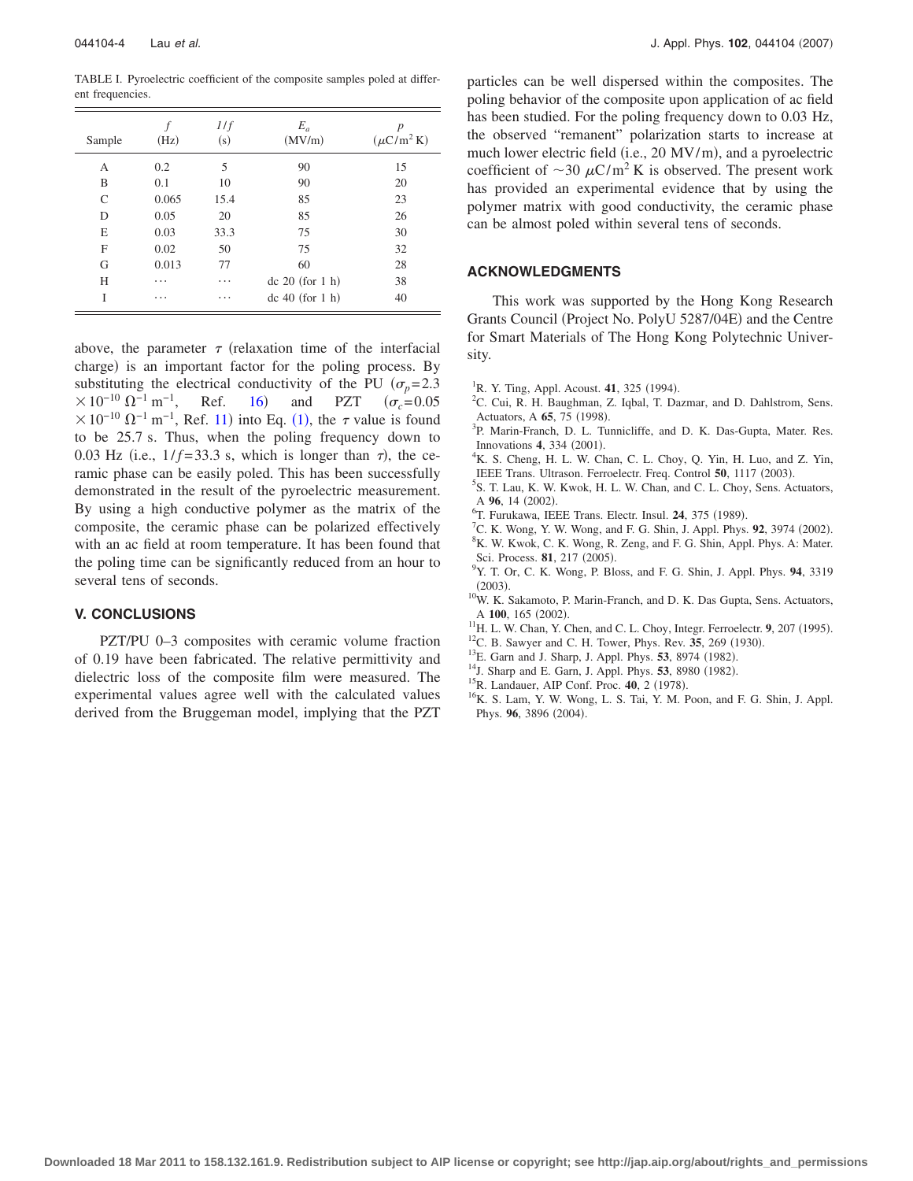TABLE I. Pyroelectric coefficient of the composite samples poled at different frequencies.

| Sample | $f$ (Hz) | $1/f$ (s) | $E_a$ (MV/m) | $p$ ($\mu$C/m$^2$ K) |
|---|---|---|---|---|
| A | 0.2 | 5 | 90 | 15 |
| B | 0.1 | 10 | 90 | 20 |
| C | 0.065 | 15.4 | 85 | 23 |
| D | 0.05 | 20 | 85 | 26 |
| E | 0.03 | 33.3 | 75 | 30 |
| F | 0.02 | 50 | 75 | 32 |
| G | 0.013 | 77 | 60 | 28 |
| H | ⋯ | ⋯ | dc 20 (for 1 h) | 38 |
| I | ⋯ | ⋯ | dc 40 (for 1 h) | 40 |

above, the parameter $\tau$ (relaxation time of the interfacial charge) is an important factor for the poling process. By substituting the electrical conductivity of the PU ($\sigma_p = 2.3 \times 10^{-10}\ \Omega^{-1}\ \mathrm{m}^{-1}$, Ref. 16) and PZT ($\sigma_c = 0.05 \times 10^{-10}\ \Omega^{-1}\ \mathrm{m}^{-1}$, Ref. 11) into Eq. (1), the $\tau$ value is found to be 25.7 s. Thus, when the poling frequency down to 0.03 Hz (i.e., $1/f = 33.3$ s, which is longer than $\tau$), the ceramic phase can be easily poled. This has been successfully demonstrated in the result of the pyroelectric measurement. By using a high conductive polymer as the matrix of the composite, the ceramic phase can be polarized effectively with an ac field at room temperature. It has been found that the poling time can be significantly reduced from an hour to several tens of seconds.

## V. CONCLUSIONS

PZT/PU 0–3 composites with ceramic volume fraction of 0.19 have been fabricated. The relative permittivity and dielectric loss of the composite film were measured. The experimental values agree well with the calculated values derived from the Bruggeman model, implying that the PZT particles can be well dispersed within the composites. The poling behavior of the composite upon application of ac field has been studied. For the poling frequency down to 0.03 Hz, the observed "remanent" polarization starts to increase at much lower electric field (i.e., 20 MV/m), and a pyroelectric coefficient of $\sim 30\ \mu\mathrm{C/m^2\ K}$ is observed. The present work has provided an experimental evidence that by using the polymer matrix with good conductivity, the ceramic phase can be almost poled within several tens of seconds.

## ACKNOWLEDGMENTS

This work was supported by the Hong Kong Research Grants Council (Project No. PolyU 5287/04E) and the Centre for Smart Materials of The Hong Kong Polytechnic University.

[1] R. Y. Ting, Appl. Acoust. **41**, 325 (1994).
[2] C. Cui, R. H. Baughman, Z. Iqbal, T. Dazmar, and D. Dahlstrom, Sens. Actuators, A **65**, 75 (1998).
[3] P. Marin-Franch, D. L. Tunnicliffe, and D. K. Das-Gupta, Mater. Res. Innovations **4**, 334 (2001).
[4] K. S. Cheng, H. L. W. Chan, C. L. Choy, Q. Yin, H. Luo, and Z. Yin, IEEE Trans. Ultrason. Ferroelectr. Freq. Control **50**, 1117 (2003).
[5] S. T. Lau, K. W. Kwok, H. L. W. Chan, and C. L. Choy, Sens. Actuators, A **96**, 14 (2002).
[6] T. Furukawa, IEEE Trans. Electr. Insul. **24**, 375 (1989).
[7] C. K. Wong, Y. W. Wong, and F. G. Shin, J. Appl. Phys. **92**, 3974 (2002).
[8] K. W. Kwok, C. K. Wong, R. Zeng, and F. G. Shin, Appl. Phys. A: Mater. Sci. Process. **81**, 217 (2005).
[9] Y. T. Or, C. K. Wong, P. Bloss, and F. G. Shin, J. Appl. Phys. **94**, 3319 (2003).
[10] W. K. Sakamoto, P. Marin-Franch, and D. K. Das Gupta, Sens. Actuators, A **100**, 165 (2002).
[11] H. L. W. Chan, Y. Chen, and C. L. Choy, Integr. Ferroelectr. **9**, 207 (1995).
[12] C. B. Sawyer and C. H. Tower, Phys. Rev. **35**, 269 (1930).
[13] E. Garn and J. Sharp, J. Appl. Phys. **53**, 8974 (1982).
[14] J. Sharp and E. Garn, J. Appl. Phys. **53**, 8980 (1982).
[15] R. Landauer, AIP Conf. Proc. **40**, 2 (1978).
[16] K. S. Lam, Y. W. Wong, L. S. Tai, Y. M. Poon, and F. G. Shin, J. Appl. Phys. **96**, 3896 (2004).